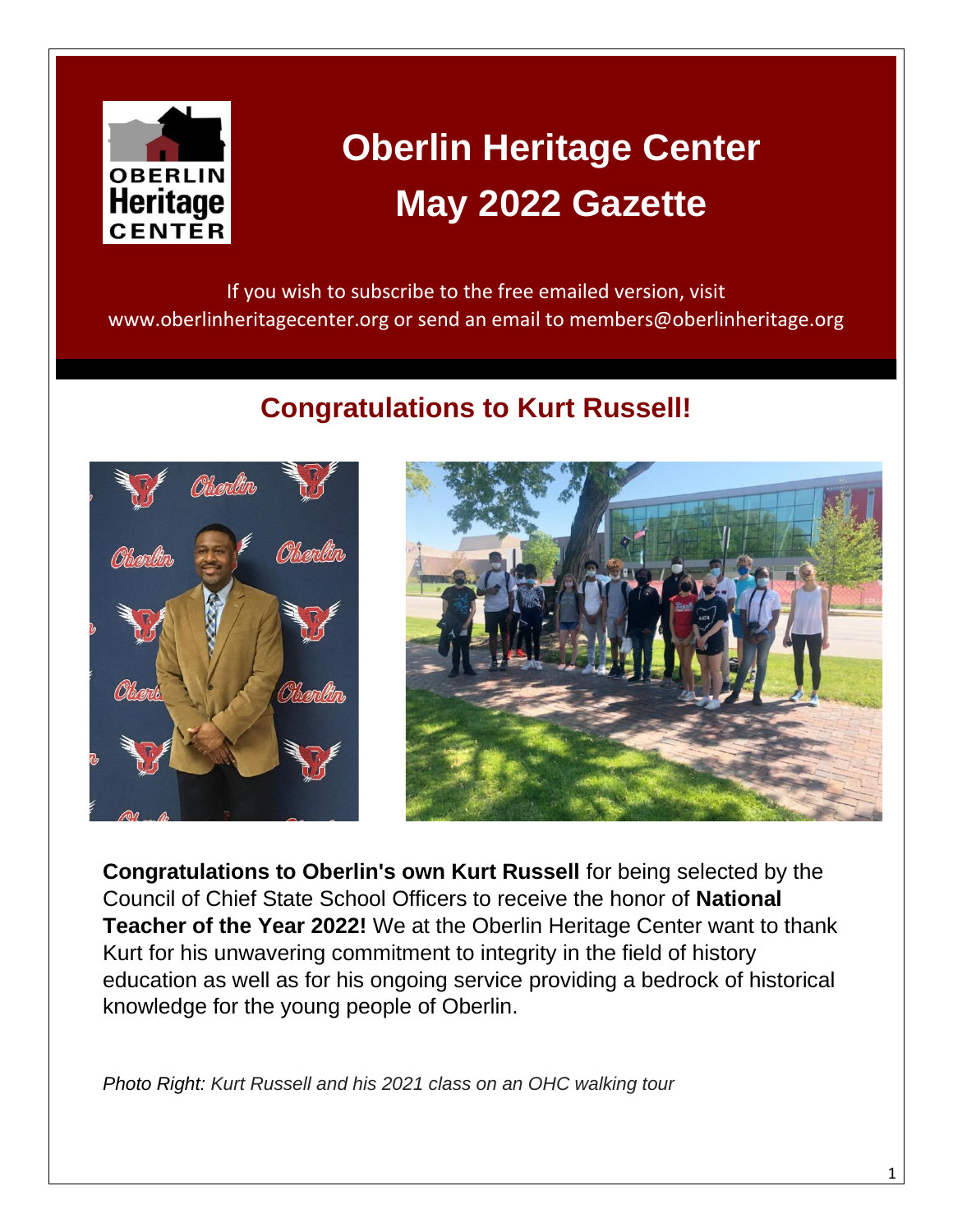# Oberlin Heritage Center May 2022 Gazette

If you wish to subscribe to the free emailed version, visit www.oberlinheritagecenter.org or send an email to members@oberlinheritage.org

## Congratulations to Kurt Russell!

**Congratulations to Oberlin's own Kurt Russell** for being selected by the Council of Chief State School Officers to receive the honor of **National Teacher of the Year 2022!** We at the Oberlin Heritage Center want to thank Kurt for his unwavering commitment to integrity in the field of history education as well as for his ongoing service providing a bedrock of historical knowledge for the young people of Oberlin.

*Photo Right: Kurt Russell and his 2021 class on an OHC walking tour*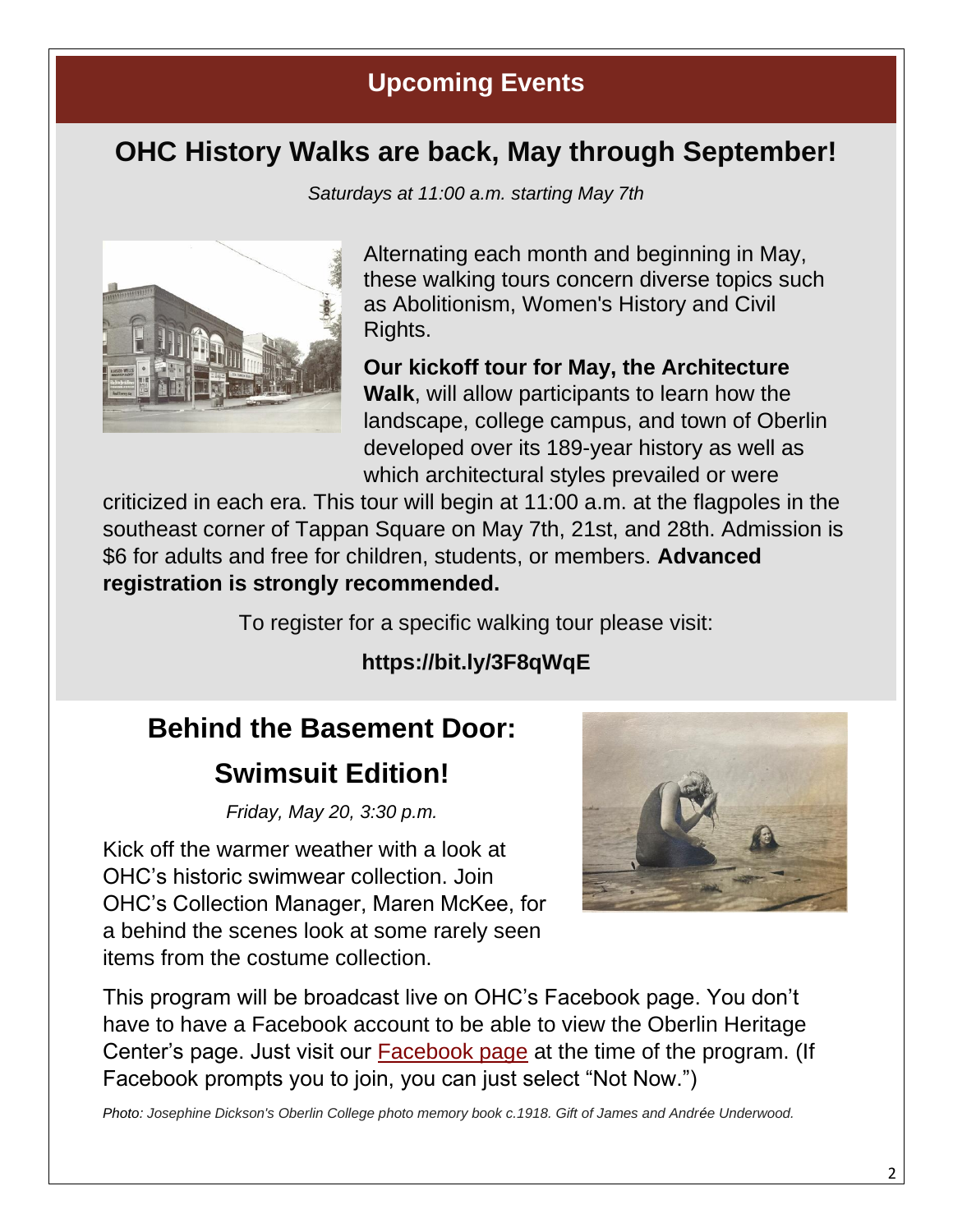## Upcoming Events

# OHC History Walks are back, May through September!

*Saturdays at 11:00 a.m. starting May 7th*

Alternating each month and beginning in May, these walking tours concern diverse topics such as Abolitionism, Women's History and Civil Rights.

**Our kickoff tour for May, the Architecture Walk**, will allow participants to learn how the landscape, college campus, and town of Oberlin developed over its 189-year history as well as which architectural styles prevailed or were criticized in each era. This tour will begin at 11:00 a.m. at the flagpoles in the southeast corner of Tappan Square on May 7th, 21st, and 28th. Admission is $6 for adults and free for children, students, or members. **Advanced registration is strongly recommended.**

To register for a specific walking tour please visit:

**https://bit.ly/3F8qWqE**

# Behind the Basement Door: Swimsuit Edition!

*Friday, May 20, 3:30 p.m.*

Kick off the warmer weather with a look at OHC's historic swimwear collection. Join OHC's Collection Manager, Maren McKee, for a behind the scenes look at some rarely seen items from the costume collection.

This program will be broadcast live on OHC's Facebook page. You don't have to have a Facebook account to be able to view the Oberlin Heritage Center's page. Just visit our Facebook page at the time of the program. (If Facebook prompts you to join, you can just select "Not Now.")

*Photo: Josephine Dickson's Oberlin College photo memory book c.1918. Gift of James and Andrée Underwood.*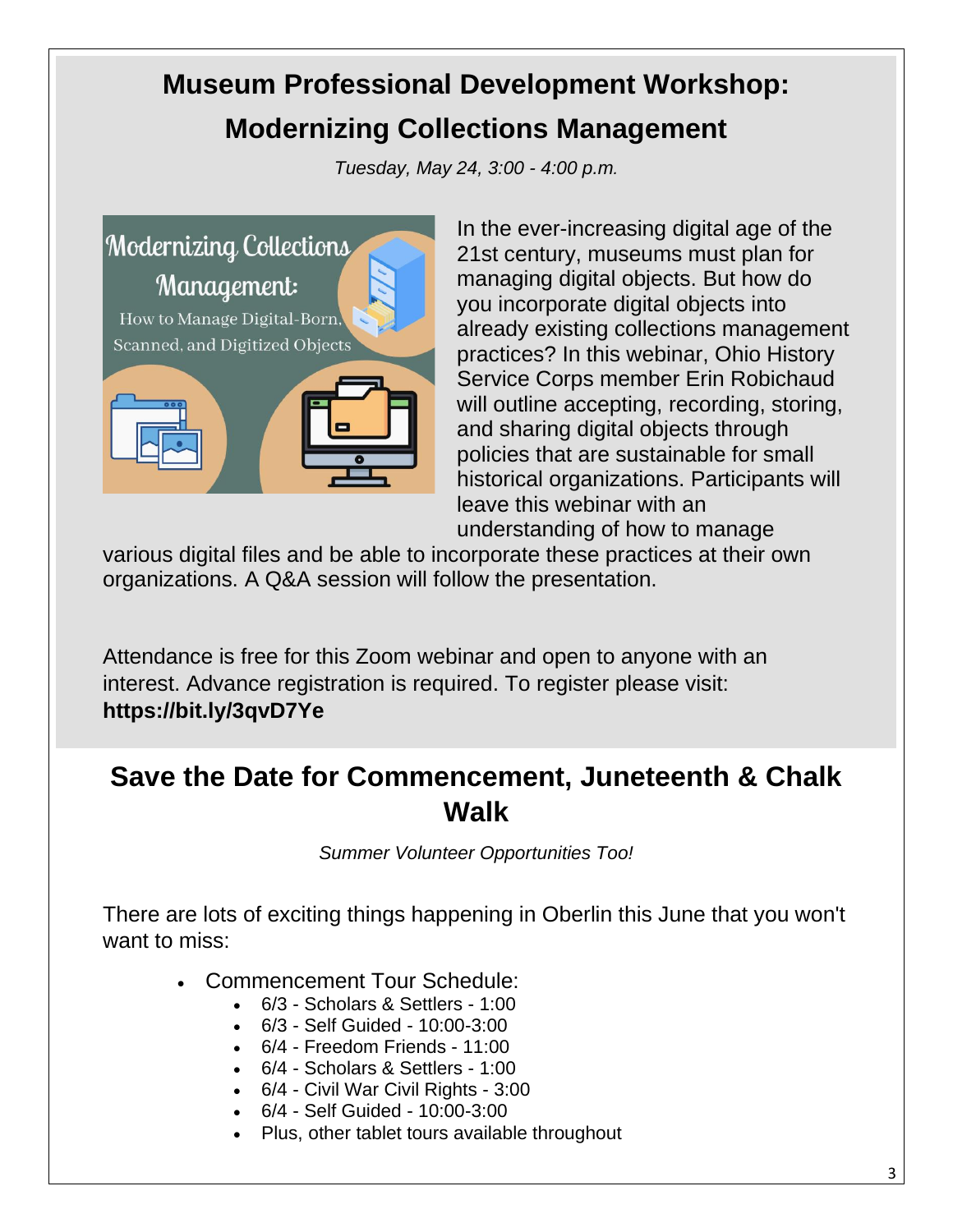# Museum Professional Development Workshop: Modernizing Collections Management

*Tuesday, May 24, 3:00 - 4:00 p.m.*

In the ever-increasing digital age of the 21st century, museums must plan for managing digital objects. But how do you incorporate digital objects into already existing collections management practices? In this webinar, Ohio History Service Corps member Erin Robichaud will outline accepting, recording, storing, and sharing digital objects through policies that are sustainable for small historical organizations. Participants will leave this webinar with an understanding of how to manage various digital files and be able to incorporate these practices at their own organizations. A Q&A session will follow the presentation.

Attendance is free for this Zoom webinar and open to anyone with an interest. Advance registration is required. To register please visit: **https://bit.ly/3qvD7Ye**

# Save the Date for Commencement, Juneteenth & Chalk Walk

*Summer Volunteer Opportunities Too!*

There are lots of exciting things happening in Oberlin this June that you won't want to miss:

- Commencement Tour Schedule:
  - 6/3 - Scholars & Settlers - 1:00
  - 6/3 - Self Guided - 10:00-3:00
  - 6/4 - Freedom Friends - 11:00
  - 6/4 - Scholars & Settlers - 1:00
  - 6/4 - Civil War Civil Rights - 3:00
  - 6/4 - Self Guided - 10:00-3:00
  - Plus, other tablet tours available throughout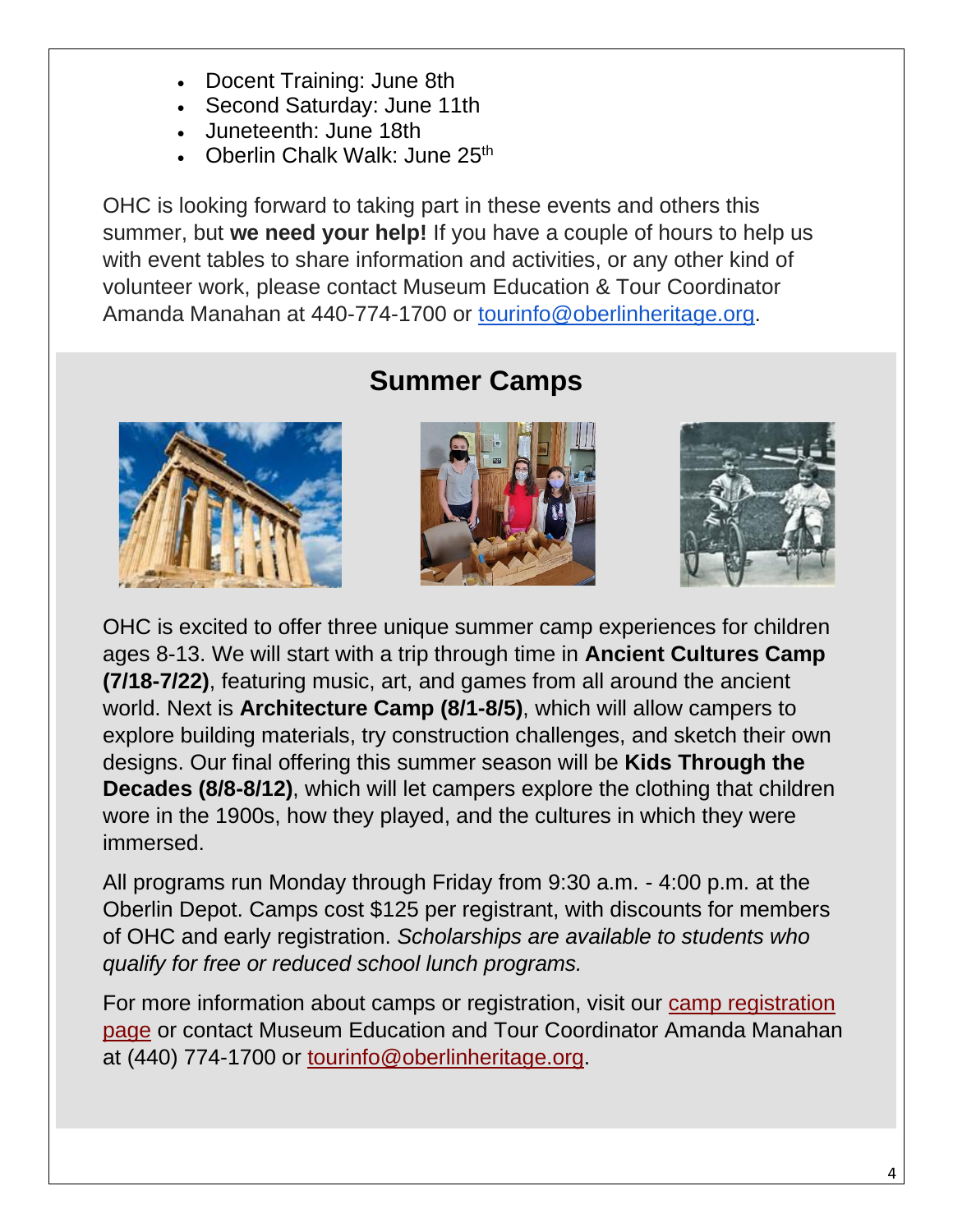- Docent Training: June 8th
- Second Saturday: June 11th
- Juneteenth: June 18th
- Oberlin Chalk Walk: June 25th

OHC is looking forward to taking part in these events and others this summer, but **we need your help!** If you have a couple of hours to help us with event tables to share information and activities, or any other kind of volunteer work, please contact Museum Education & Tour Coordinator Amanda Manahan at 440-774-1700 or tourinfo@oberlinheritage.org.

## Summer Camps

OHC is excited to offer three unique summer camp experiences for children ages 8-13. We will start with a trip through time in **Ancient Cultures Camp (7/18-7/22)**, featuring music, art, and games from all around the ancient world. Next is **Architecture Camp (8/1-8/5)**, which will allow campers to explore building materials, try construction challenges, and sketch their own designs. Our final offering this summer season will be **Kids Through the Decades (8/8-8/12)**, which will let campers explore the clothing that children wore in the 1900s, how they played, and the cultures in which they were immersed.

All programs run Monday through Friday from 9:30 a.m. - 4:00 p.m. at the Oberlin Depot. Camps cost $125 per registrant, with discounts for members of OHC and early registration. *Scholarships are available to students who qualify for free or reduced school lunch programs.*

For more information about camps or registration, visit our camp registration page or contact Museum Education and Tour Coordinator Amanda Manahan at (440) 774-1700 or tourinfo@oberlinheritage.org.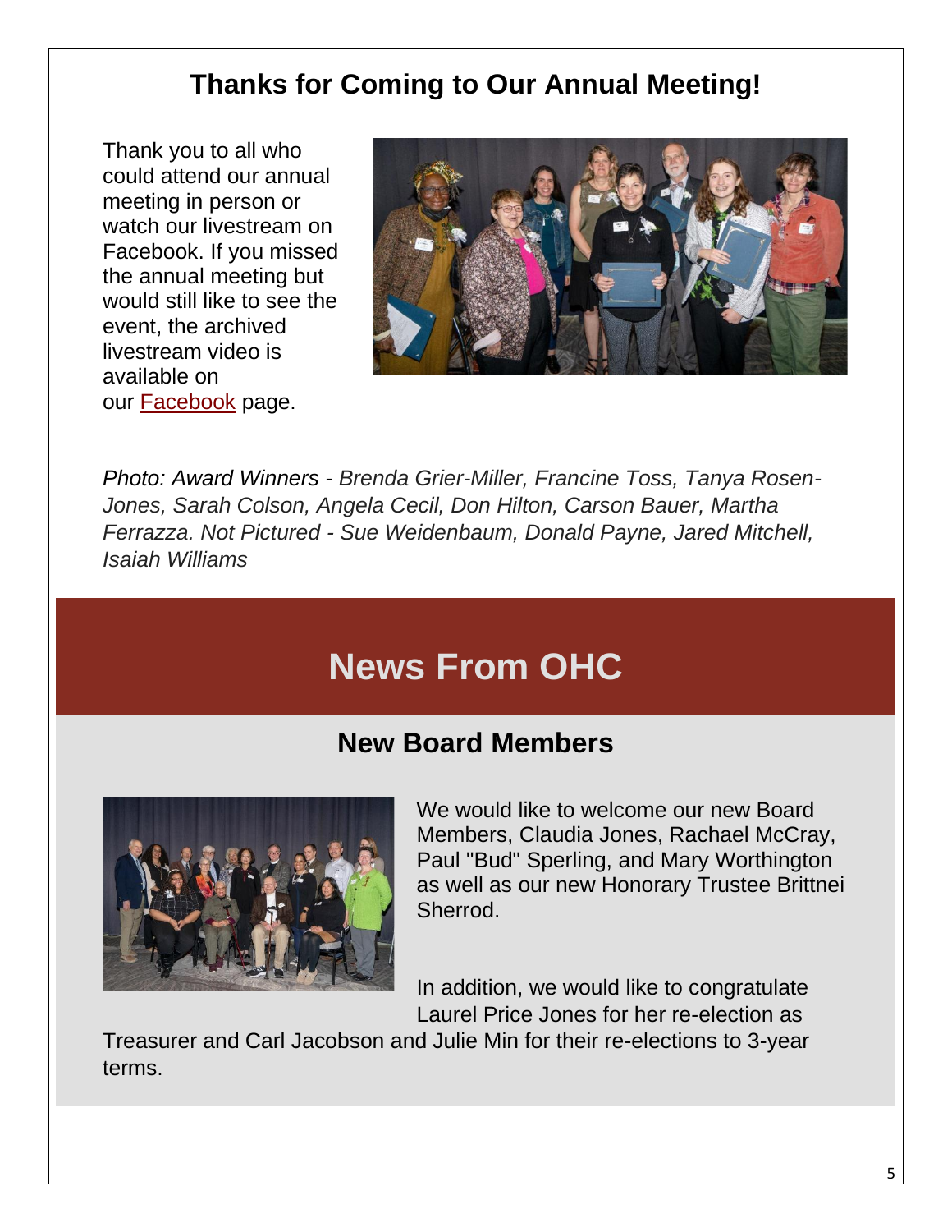## Thanks for Coming to Our Annual Meeting!

Thank you to all who could attend our annual meeting in person or watch our livestream on Facebook. If you missed the annual meeting but would still like to see the event, the archived livestream video is available on our Facebook page.

*Photo: Award Winners - Brenda Grier-Miller, Francine Toss, Tanya Rosen-Jones, Sarah Colson, Angela Cecil, Don Hilton, Carson Bauer, Martha Ferrazza. Not Pictured - Sue Weidenbaum, Donald Payne, Jared Mitchell, Isaiah Williams*

# News From OHC

## New Board Members

We would like to welcome our new Board Members, Claudia Jones, Rachael McCray, Paul "Bud" Sperling, and Mary Worthington as well as our new Honorary Trustee Brittnei Sherrod.

In addition, we would like to congratulate Laurel Price Jones for her re-election as Treasurer and Carl Jacobson and Julie Min for their re-elections to 3-year terms.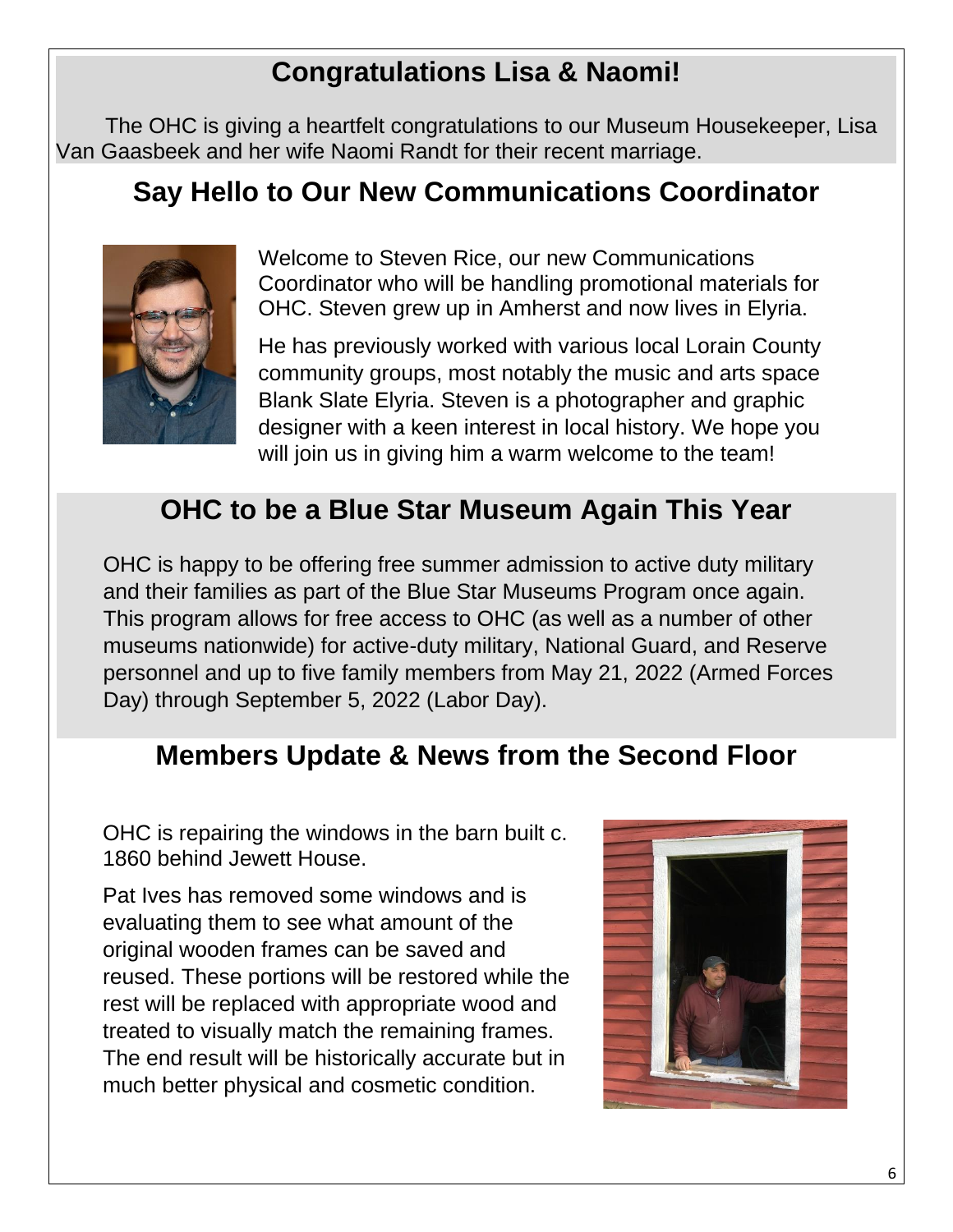## Congratulations Lisa & Naomi!

The OHC is giving a heartfelt congratulations to our Museum Housekeeper, Lisa Van Gaasbeek and her wife Naomi Randt for their recent marriage.

## Say Hello to Our New Communications Coordinator

Welcome to Steven Rice, our new Communications Coordinator who will be handling promotional materials for OHC. Steven grew up in Amherst and now lives in Elyria.

He has previously worked with various local Lorain County community groups, most notably the music and arts space Blank Slate Elyria. Steven is a photographer and graphic designer with a keen interest in local history. We hope you will join us in giving him a warm welcome to the team!

## OHC to be a Blue Star Museum Again This Year

OHC is happy to be offering free summer admission to active duty military and their families as part of the Blue Star Museums Program once again. This program allows for free access to OHC (as well as a number of other museums nationwide) for active-duty military, National Guard, and Reserve personnel and up to five family members from May 21, 2022 (Armed Forces Day) through September 5, 2022 (Labor Day).

## Members Update & News from the Second Floor

OHC is repairing the windows in the barn built c. 1860 behind Jewett House.

Pat Ives has removed some windows and is evaluating them to see what amount of the original wooden frames can be saved and reused. These portions will be restored while the rest will be replaced with appropriate wood and treated to visually match the remaining frames. The end result will be historically accurate but in much better physical and cosmetic condition.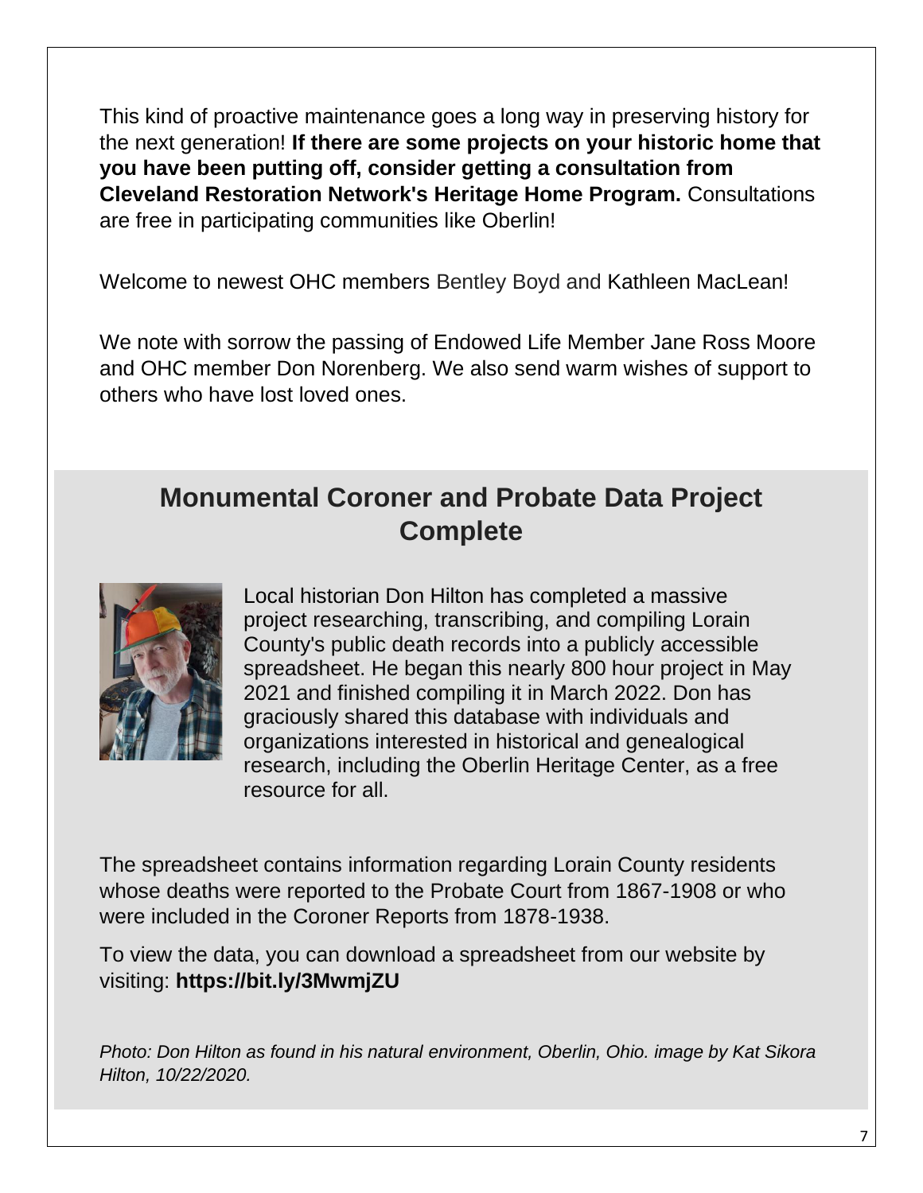This kind of proactive maintenance goes a long way in preserving history for the next generation! **If there are some projects on your historic home that you have been putting off, consider getting a consultation from Cleveland Restoration Network's Heritage Home Program.** Consultations are free in participating communities like Oberlin!

Welcome to newest OHC members Bentley Boyd and Kathleen MacLean!

We note with sorrow the passing of Endowed Life Member Jane Ross Moore and OHC member Don Norenberg. We also send warm wishes of support to others who have lost loved ones.

## Monumental Coroner and Probate Data Project Complete

Local historian Don Hilton has completed a massive project researching, transcribing, and compiling Lorain County's public death records into a publicly accessible spreadsheet. He began this nearly 800 hour project in May 2021 and finished compiling it in March 2022. Don has graciously shared this database with individuals and organizations interested in historical and genealogical research, including the Oberlin Heritage Center, as a free resource for all.

The spreadsheet contains information regarding Lorain County residents whose deaths were reported to the Probate Court from 1867-1908 or who were included in the Coroner Reports from 1878-1938.

To view the data, you can download a spreadsheet from our website by visiting: **https://bit.ly/3MwmjZU**

*Photo: Don Hilton as found in his natural environment, Oberlin, Ohio. image by Kat Sikora Hilton, 10/22/2020.*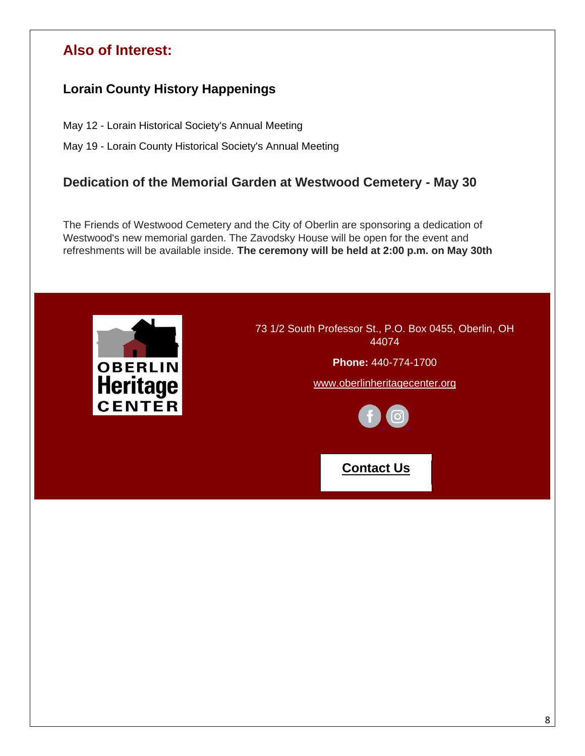## Also of Interest:

### Lorain County History Happenings

May 12 - Lorain Historical Society's Annual Meeting

May 19 - Lorain County Historical Society's Annual Meeting

### Dedication of the Memorial Garden at Westwood Cemetery - May 30

The Friends of Westwood Cemetery and the City of Oberlin are sponsoring a dedication of Westwood's new memorial garden. The Zavodsky House will be open for the event and refreshments will be available inside. **The ceremony will be held at 2:00 p.m. on May 30th**

OBERLIN Heritage CENTER

73 1/2 South Professor St., P.O. Box 0455, Oberlin, OH 44074

**Phone:** 440-774-1700

www.oberlinheritagecenter.org

**Contact Us**